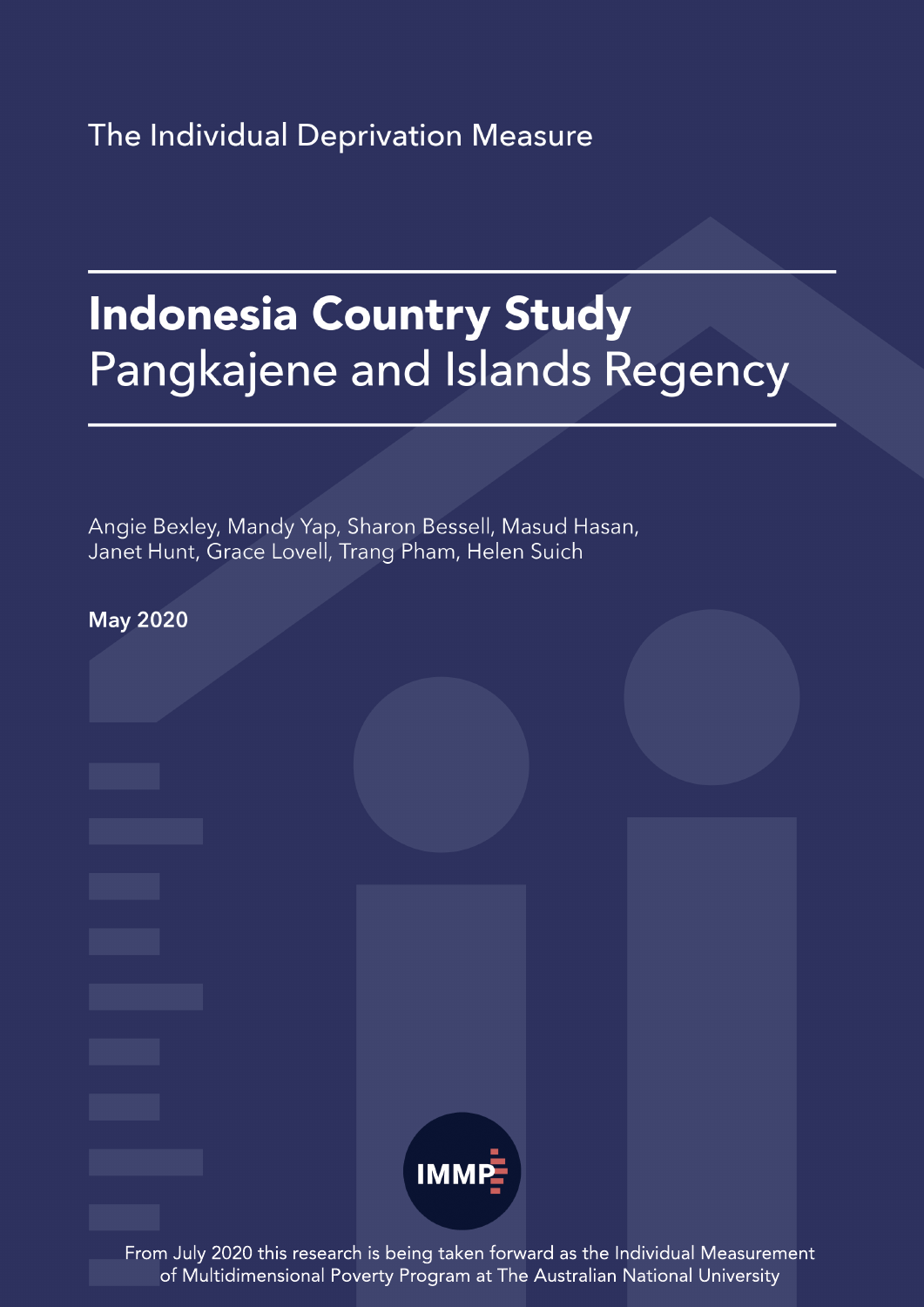The Individual Deprivation Measure

# Indonesia Country Study
## Pangkajene and Islands Regency

Angie Bexley, Mandy Yap, Sharon Bessell, Masud Hasan, Janet Hunt, Grace Lovell, Trang Pham, Helen Suich

**May 2020**

IMMP

From July 2020 this research is being taken forward as the Individual Measurement of Multidimensional Poverty Program at The Australian National University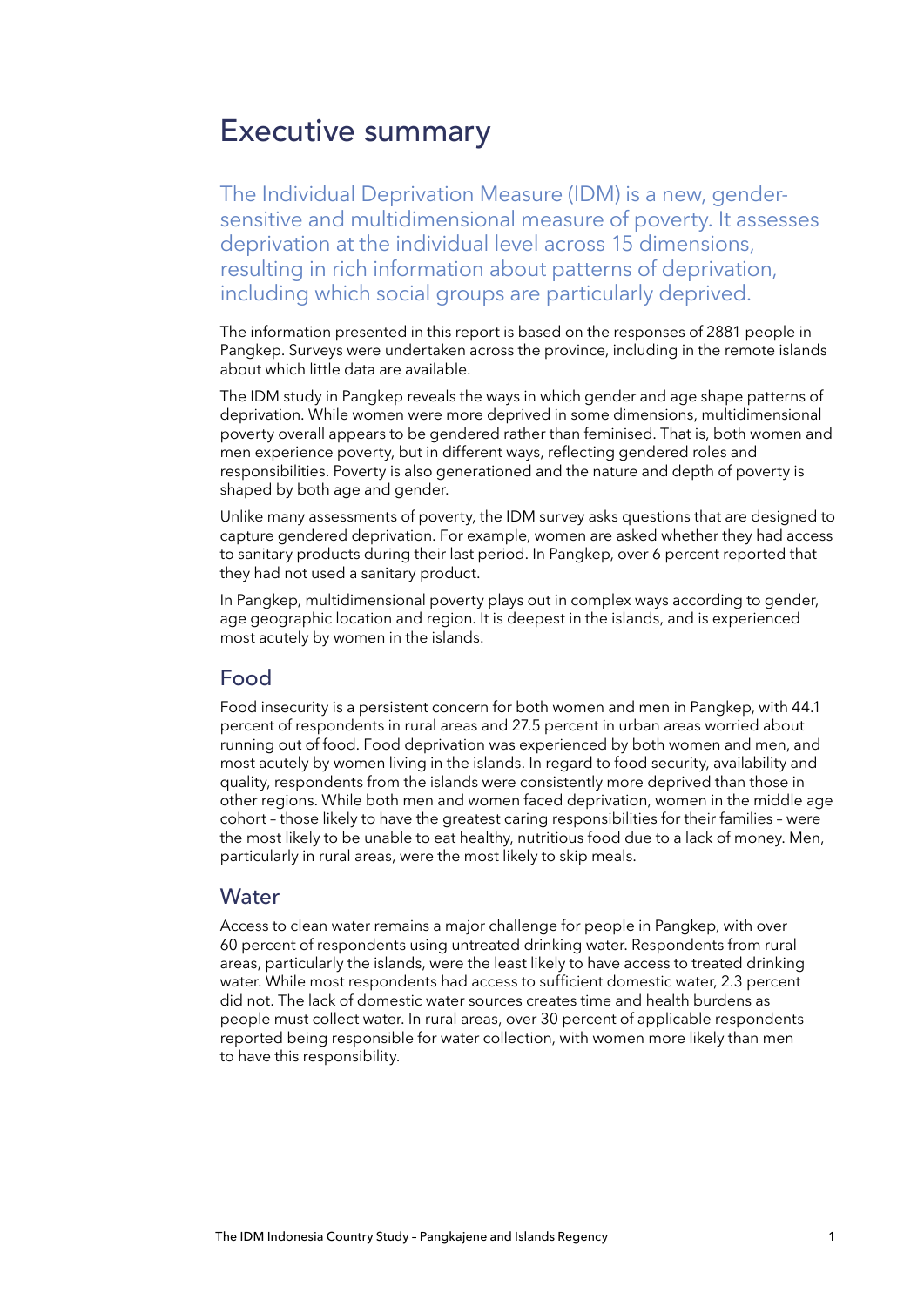# Executive summary

The Individual Deprivation Measure (IDM) is a new, gender-sensitive and multidimensional measure of poverty. It assesses deprivation at the individual level across 15 dimensions, resulting in rich information about patterns of deprivation, including which social groups are particularly deprived.

The information presented in this report is based on the responses of 2881 people in Pangkep. Surveys were undertaken across the province, including in the remote islands about which little data are available.

The IDM study in Pangkep reveals the ways in which gender and age shape patterns of deprivation. While women were more deprived in some dimensions, multidimensional poverty overall appears to be gendered rather than feminised. That is, both women and men experience poverty, but in different ways, reflecting gendered roles and responsibilities. Poverty is also generationed and the nature and depth of poverty is shaped by both age and gender.

Unlike many assessments of poverty, the IDM survey asks questions that are designed to capture gendered deprivation. For example, women are asked whether they had access to sanitary products during their last period. In Pangkep, over 6 percent reported that they had not used a sanitary product.

In Pangkep, multidimensional poverty plays out in complex ways according to gender, age geographic location and region. It is deepest in the islands, and is experienced most acutely by women in the islands.

## Food

Food insecurity is a persistent concern for both women and men in Pangkep, with 44.1 percent of respondents in rural areas and 27.5 percent in urban areas worried about running out of food. Food deprivation was experienced by both women and men, and most acutely by women living in the islands. In regard to food security, availability and quality, respondents from the islands were consistently more deprived than those in other regions. While both men and women faced deprivation, women in the middle age cohort – those likely to have the greatest caring responsibilities for their families – were the most likely to be unable to eat healthy, nutritious food due to a lack of money. Men, particularly in rural areas, were the most likely to skip meals.

## Water

Access to clean water remains a major challenge for people in Pangkep, with over 60 percent of respondents using untreated drinking water. Respondents from rural areas, particularly the islands, were the least likely to have access to treated drinking water. While most respondents had access to sufficient domestic water, 2.3 percent did not. The lack of domestic water sources creates time and health burdens as people must collect water. In rural areas, over 30 percent of applicable respondents reported being responsible for water collection, with women more likely than men to have this responsibility.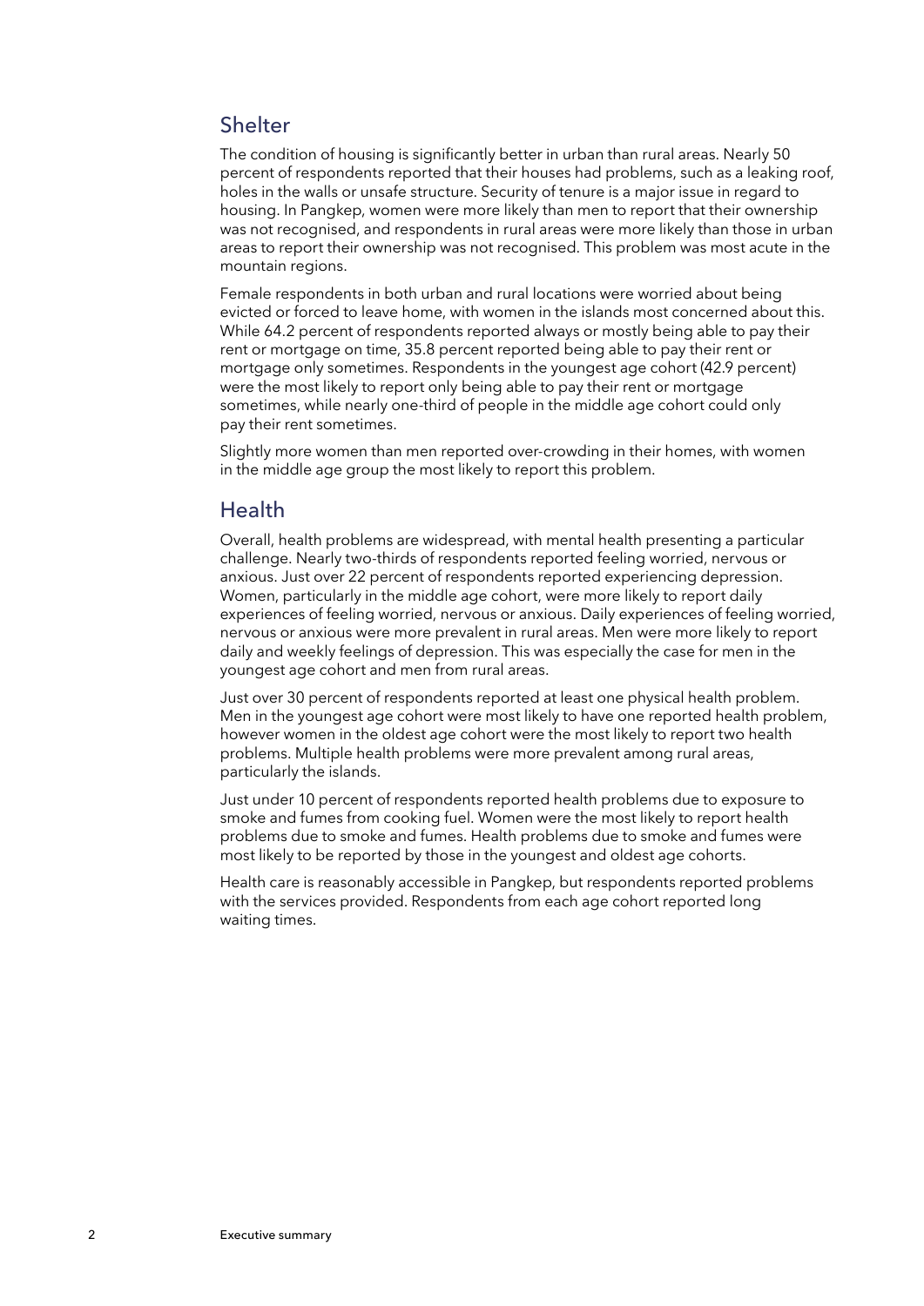## Shelter

The condition of housing is significantly better in urban than rural areas. Nearly 50 percent of respondents reported that their houses had problems, such as a leaking roof, holes in the walls or unsafe structure. Security of tenure is a major issue in regard to housing. In Pangkep, women were more likely than men to report that their ownership was not recognised, and respondents in rural areas were more likely than those in urban areas to report their ownership was not recognised. This problem was most acute in the mountain regions.

Female respondents in both urban and rural locations were worried about being evicted or forced to leave home, with women in the islands most concerned about this. While 64.2 percent of respondents reported always or mostly being able to pay their rent or mortgage on time, 35.8 percent reported being able to pay their rent or mortgage only sometimes. Respondents in the youngest age cohort (42.9 percent) were the most likely to report only being able to pay their rent or mortgage sometimes, while nearly one-third of people in the middle age cohort could only pay their rent sometimes.

Slightly more women than men reported over-crowding in their homes, with women in the middle age group the most likely to report this problem.

## Health

Overall, health problems are widespread, with mental health presenting a particular challenge. Nearly two-thirds of respondents reported feeling worried, nervous or anxious. Just over 22 percent of respondents reported experiencing depression. Women, particularly in the middle age cohort, were more likely to report daily experiences of feeling worried, nervous or anxious. Daily experiences of feeling worried, nervous or anxious were more prevalent in rural areas. Men were more likely to report daily and weekly feelings of depression. This was especially the case for men in the youngest age cohort and men from rural areas.

Just over 30 percent of respondents reported at least one physical health problem. Men in the youngest age cohort were most likely to have one reported health problem, however women in the oldest age cohort were the most likely to report two health problems. Multiple health problems were more prevalent among rural areas, particularly the islands.

Just under 10 percent of respondents reported health problems due to exposure to smoke and fumes from cooking fuel. Women were the most likely to report health problems due to smoke and fumes. Health problems due to smoke and fumes were most likely to be reported by those in the youngest and oldest age cohorts.

Health care is reasonably accessible in Pangkep, but respondents reported problems with the services provided. Respondents from each age cohort reported long waiting times.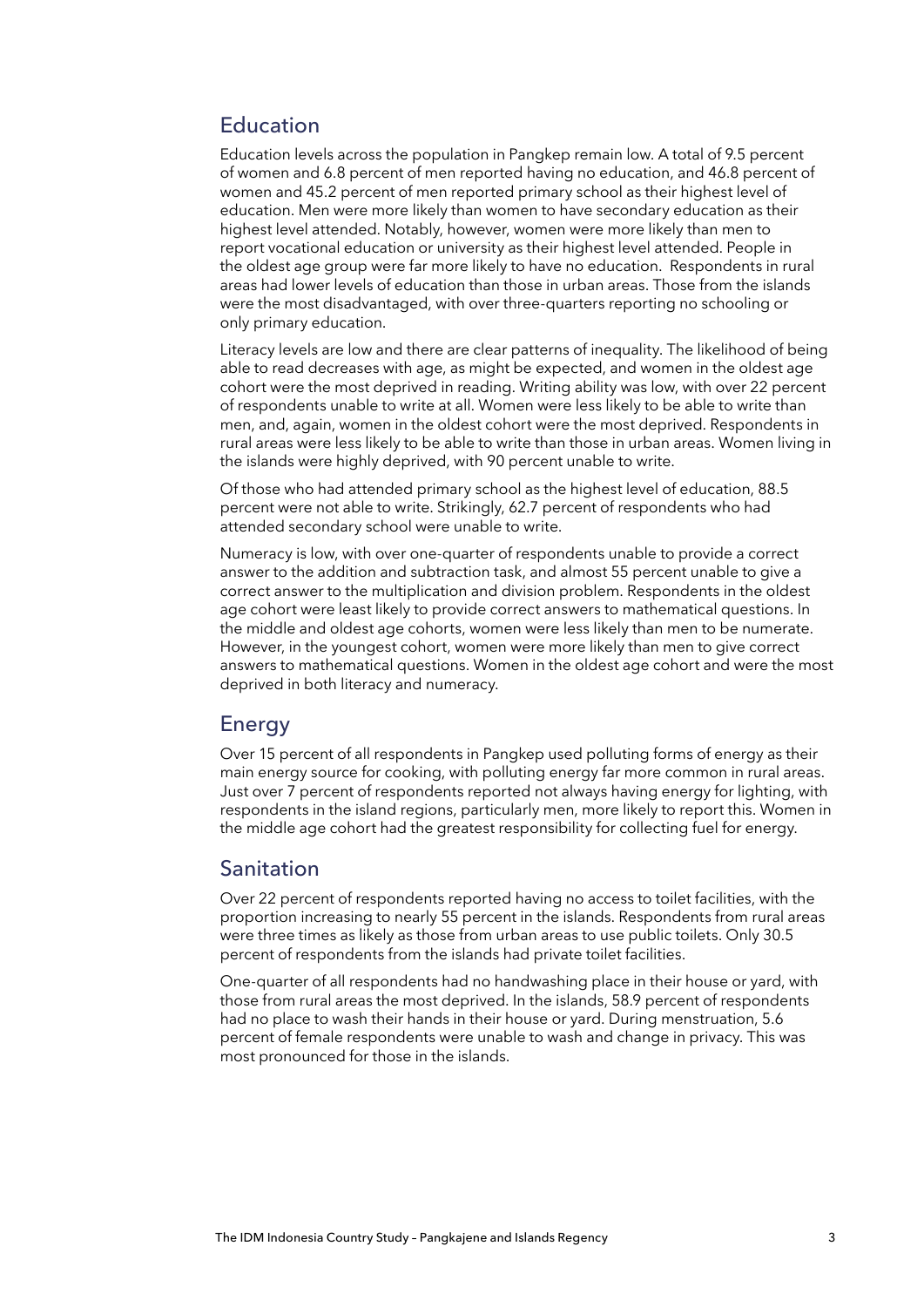## Education

Education levels across the population in Pangkep remain low. A total of 9.5 percent of women and 6.8 percent of men reported having no education, and 46.8 percent of women and 45.2 percent of men reported primary school as their highest level of education. Men were more likely than women to have secondary education as their highest level attended. Notably, however, women were more likely than men to report vocational education or university as their highest level attended. People in the oldest age group were far more likely to have no education. Respondents in rural areas had lower levels of education than those in urban areas. Those from the islands were the most disadvantaged, with over three-quarters reporting no schooling or only primary education.

Literacy levels are low and there are clear patterns of inequality. The likelihood of being able to read decreases with age, as might be expected, and women in the oldest age cohort were the most deprived in reading. Writing ability was low, with over 22 percent of respondents unable to write at all. Women were less likely to be able to write than men, and, again, women in the oldest cohort were the most deprived. Respondents in rural areas were less likely to be able to write than those in urban areas. Women living in the islands were highly deprived, with 90 percent unable to write.

Of those who had attended primary school as the highest level of education, 88.5 percent were not able to write. Strikingly, 62.7 percent of respondents who had attended secondary school were unable to write.

Numeracy is low, with over one-quarter of respondents unable to provide a correct answer to the addition and subtraction task, and almost 55 percent unable to give a correct answer to the multiplication and division problem. Respondents in the oldest age cohort were least likely to provide correct answers to mathematical questions. In the middle and oldest age cohorts, women were less likely than men to be numerate. However, in the youngest cohort, women were more likely than men to give correct answers to mathematical questions. Women in the oldest age cohort and were the most deprived in both literacy and numeracy.

## Energy

Over 15 percent of all respondents in Pangkep used polluting forms of energy as their main energy source for cooking, with polluting energy far more common in rural areas. Just over 7 percent of respondents reported not always having energy for lighting, with respondents in the island regions, particularly men, more likely to report this. Women in the middle age cohort had the greatest responsibility for collecting fuel for energy.

## Sanitation

Over 22 percent of respondents reported having no access to toilet facilities, with the proportion increasing to nearly 55 percent in the islands. Respondents from rural areas were three times as likely as those from urban areas to use public toilets. Only 30.5 percent of respondents from the islands had private toilet facilities.

One-quarter of all respondents had no handwashing place in their house or yard, with those from rural areas the most deprived. In the islands, 58.9 percent of respondents had no place to wash their hands in their house or yard. During menstruation, 5.6 percent of female respondents were unable to wash and change in privacy. This was most pronounced for those in the islands.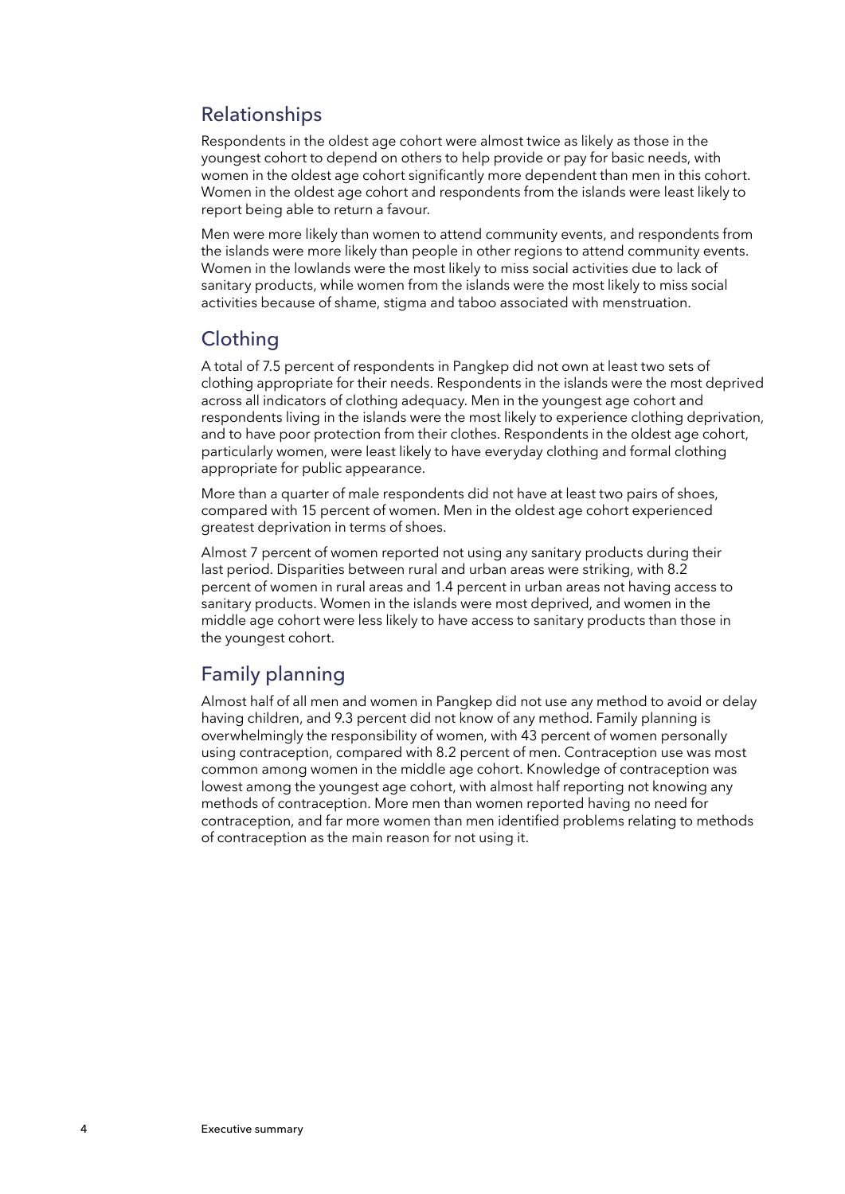## Relationships

Respondents in the oldest age cohort were almost twice as likely as those in the youngest cohort to depend on others to help provide or pay for basic needs, with women in the oldest age cohort significantly more dependent than men in this cohort. Women in the oldest age cohort and respondents from the islands were least likely to report being able to return a favour.

Men were more likely than women to attend community events, and respondents from the islands were more likely than people in other regions to attend community events. Women in the lowlands were the most likely to miss social activities due to lack of sanitary products, while women from the islands were the most likely to miss social activities because of shame, stigma and taboo associated with menstruation.

## Clothing

A total of 7.5 percent of respondents in Pangkep did not own at least two sets of clothing appropriate for their needs. Respondents in the islands were the most deprived across all indicators of clothing adequacy. Men in the youngest age cohort and respondents living in the islands were the most likely to experience clothing deprivation, and to have poor protection from their clothes. Respondents in the oldest age cohort, particularly women, were least likely to have everyday clothing and formal clothing appropriate for public appearance.

More than a quarter of male respondents did not have at least two pairs of shoes, compared with 15 percent of women. Men in the oldest age cohort experienced greatest deprivation in terms of shoes.

Almost 7 percent of women reported not using any sanitary products during their last period. Disparities between rural and urban areas were striking, with 8.2 percent of women in rural areas and 1.4 percent in urban areas not having access to sanitary products. Women in the islands were most deprived, and women in the middle age cohort were less likely to have access to sanitary products than those in the youngest cohort.

## Family planning

Almost half of all men and women in Pangkep did not use any method to avoid or delay having children, and 9.3 percent did not know of any method. Family planning is overwhelmingly the responsibility of women, with 43 percent of women personally using contraception, compared with 8.2 percent of men. Contraception use was most common among women in the middle age cohort. Knowledge of contraception was lowest among the youngest age cohort, with almost half reporting not knowing any methods of contraception. More men than women reported having no need for contraception, and far more women than men identified problems relating to methods of contraception as the main reason for not using it.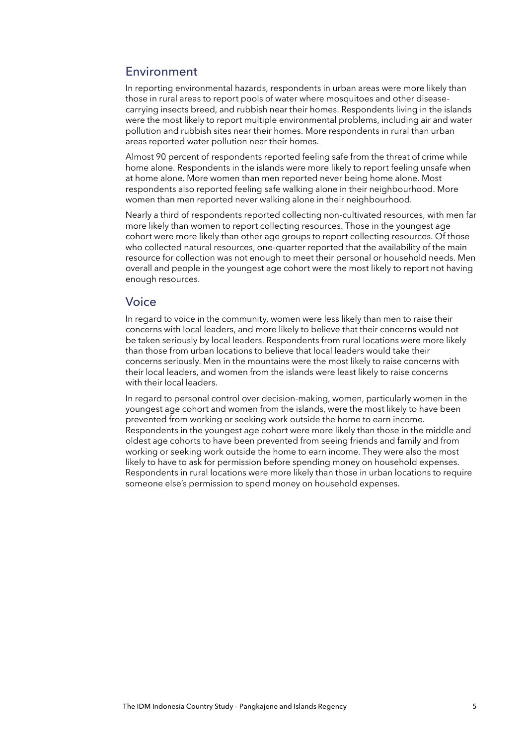## Environment

In reporting environmental hazards, respondents in urban areas were more likely than those in rural areas to report pools of water where mosquitoes and other disease-carrying insects breed, and rubbish near their homes. Respondents living in the islands were the most likely to report multiple environmental problems, including air and water pollution and rubbish sites near their homes. More respondents in rural than urban areas reported water pollution near their homes.

Almost 90 percent of respondents reported feeling safe from the threat of crime while home alone. Respondents in the islands were more likely to report feeling unsafe when at home alone. More women than men reported never being home alone. Most respondents also reported feeling safe walking alone in their neighbourhood. More women than men reported never walking alone in their neighbourhood.

Nearly a third of respondents reported collecting non-cultivated resources, with men far more likely than women to report collecting resources. Those in the youngest age cohort were more likely than other age groups to report collecting resources. Of those who collected natural resources, one-quarter reported that the availability of the main resource for collection was not enough to meet their personal or household needs. Men overall and people in the youngest age cohort were the most likely to report not having enough resources.

## Voice

In regard to voice in the community, women were less likely than men to raise their concerns with local leaders, and more likely to believe that their concerns would not be taken seriously by local leaders. Respondents from rural locations were more likely than those from urban locations to believe that local leaders would take their concerns seriously. Men in the mountains were the most likely to raise concerns with their local leaders, and women from the islands were least likely to raise concerns with their local leaders.

In regard to personal control over decision-making, women, particularly women in the youngest age cohort and women from the islands, were the most likely to have been prevented from working or seeking work outside the home to earn income. Respondents in the youngest age cohort were more likely than those in the middle and oldest age cohorts to have been prevented from seeing friends and family and from working or seeking work outside the home to earn income. They were also the most likely to have to ask for permission before spending money on household expenses. Respondents in rural locations were more likely than those in urban locations to require someone else's permission to spend money on household expenses.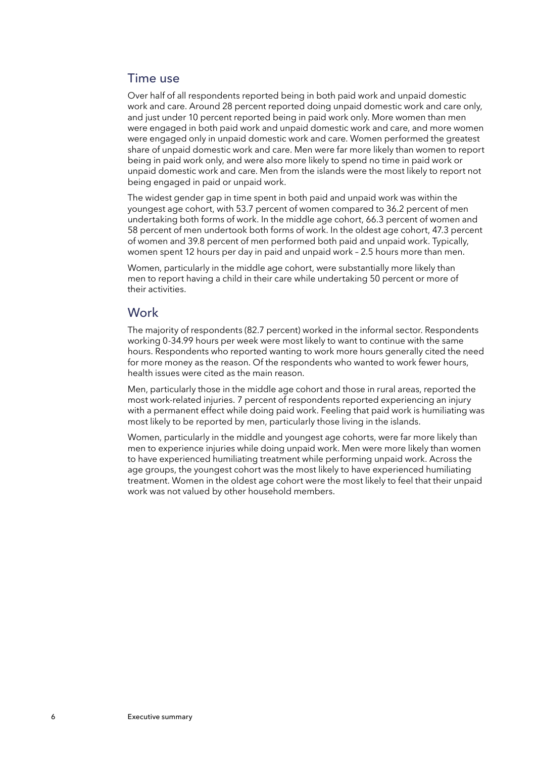## Time use

Over half of all respondents reported being in both paid work and unpaid domestic work and care. Around 28 percent reported doing unpaid domestic work and care only, and just under 10 percent reported being in paid work only. More women than men were engaged in both paid work and unpaid domestic work and care, and more women were engaged only in unpaid domestic work and care. Women performed the greatest share of unpaid domestic work and care. Men were far more likely than women to report being in paid work only, and were also more likely to spend no time in paid work or unpaid domestic work and care. Men from the islands were the most likely to report not being engaged in paid or unpaid work.

The widest gender gap in time spent in both paid and unpaid work was within the youngest age cohort, with 53.7 percent of women compared to 36.2 percent of men undertaking both forms of work. In the middle age cohort, 66.3 percent of women and 58 percent of men undertook both forms of work. In the oldest age cohort, 47.3 percent of women and 39.8 percent of men performed both paid and unpaid work. Typically, women spent 12 hours per day in paid and unpaid work – 2.5 hours more than men.

Women, particularly in the middle age cohort, were substantially more likely than men to report having a child in their care while undertaking 50 percent or more of their activities.

## Work

The majority of respondents (82.7 percent) worked in the informal sector. Respondents working 0-34.99 hours per week were most likely to want to continue with the same hours. Respondents who reported wanting to work more hours generally cited the need for more money as the reason. Of the respondents who wanted to work fewer hours, health issues were cited as the main reason.

Men, particularly those in the middle age cohort and those in rural areas, reported the most work-related injuries. 7 percent of respondents reported experiencing an injury with a permanent effect while doing paid work. Feeling that paid work is humiliating was most likely to be reported by men, particularly those living in the islands.

Women, particularly in the middle and youngest age cohorts, were far more likely than men to experience injuries while doing unpaid work. Men were more likely than women to have experienced humiliating treatment while performing unpaid work. Across the age groups, the youngest cohort was the most likely to have experienced humiliating treatment. Women in the oldest age cohort were the most likely to feel that their unpaid work was not valued by other household members.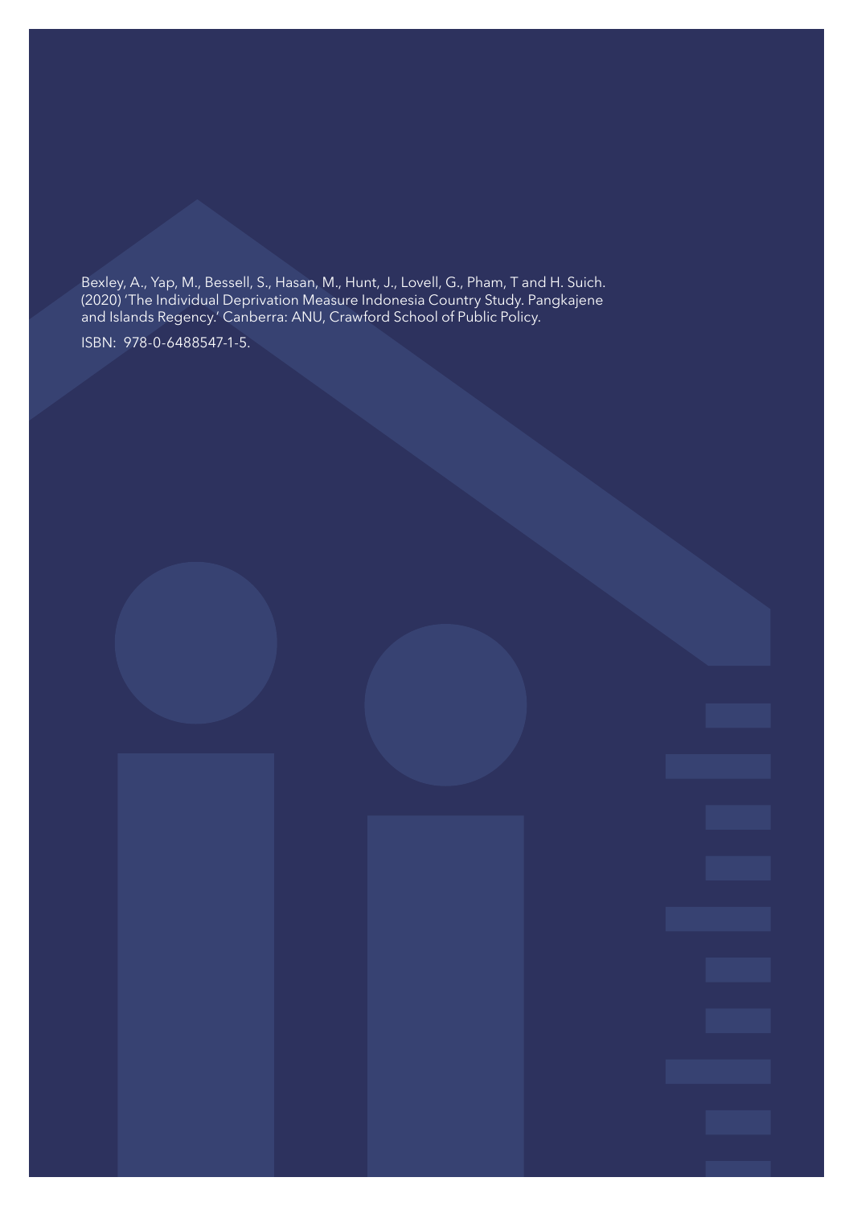Bexley, A., Yap, M., Bessell, S., Hasan, M., Hunt, J., Lovell, G., Pham, T and H. Suich. (2020) 'The Individual Deprivation Measure Indonesia Country Study. Pangkajene and Islands Regency.' Canberra: ANU, Crawford School of Public Policy.

ISBN: 978-0-6488547-1-5.